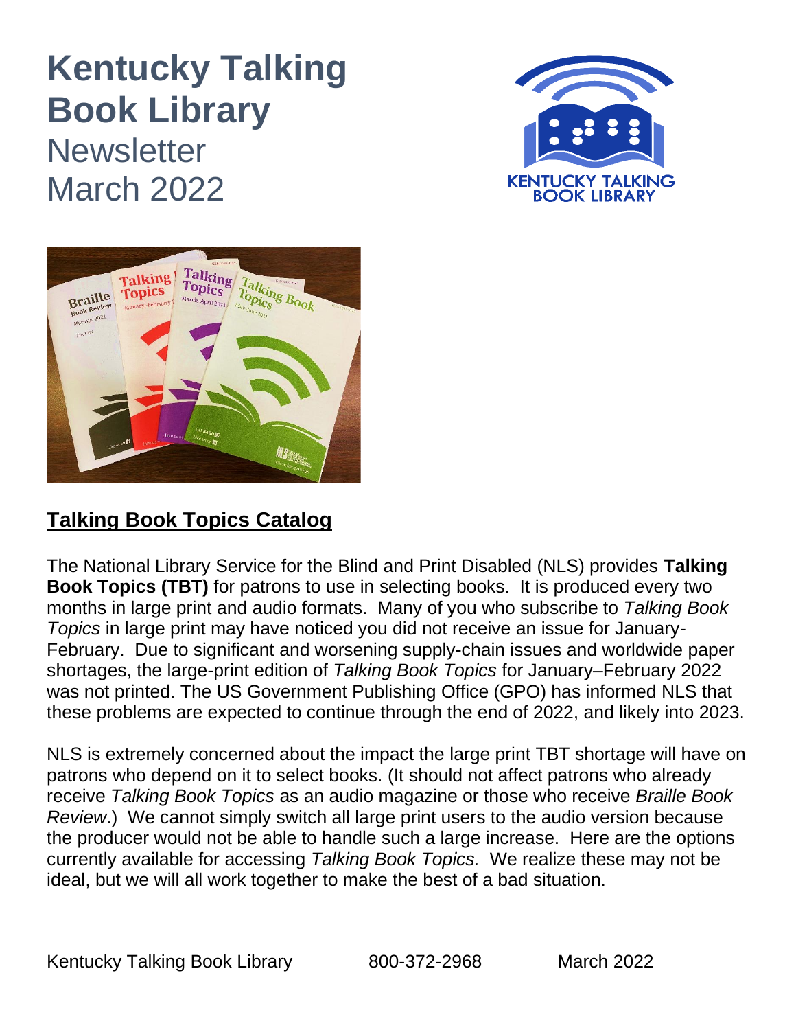# Kentucky Talking Book Library

Newsletter
March 2022

## Talking Book Topics Catalog

The National Library Service for the Blind and Print Disabled (NLS) provides **Talking Book Topics (TBT)** for patrons to use in selecting books. It is produced every two months in large print and audio formats. Many of you who subscribe to *Talking Book Topics* in large print may have noticed you did not receive an issue for January-February. Due to significant and worsening supply-chain issues and worldwide paper shortages, the large-print edition of *Talking Book Topics* for January–February 2022 was not printed. The US Government Publishing Office (GPO) has informed NLS that these problems are expected to continue through the end of 2022, and likely into 2023.

NLS is extremely concerned about the impact the large print TBT shortage will have on patrons who depend on it to select books. (It should not affect patrons who already receive *Talking Book Topics* as an audio magazine or those who receive *Braille Book Review*.) We cannot simply switch all large print users to the audio version because the producer would not be able to handle such a large increase. Here are the options currently available for accessing *Talking Book Topics.* We realize these may not be ideal, but we will all work together to make the best of a bad situation.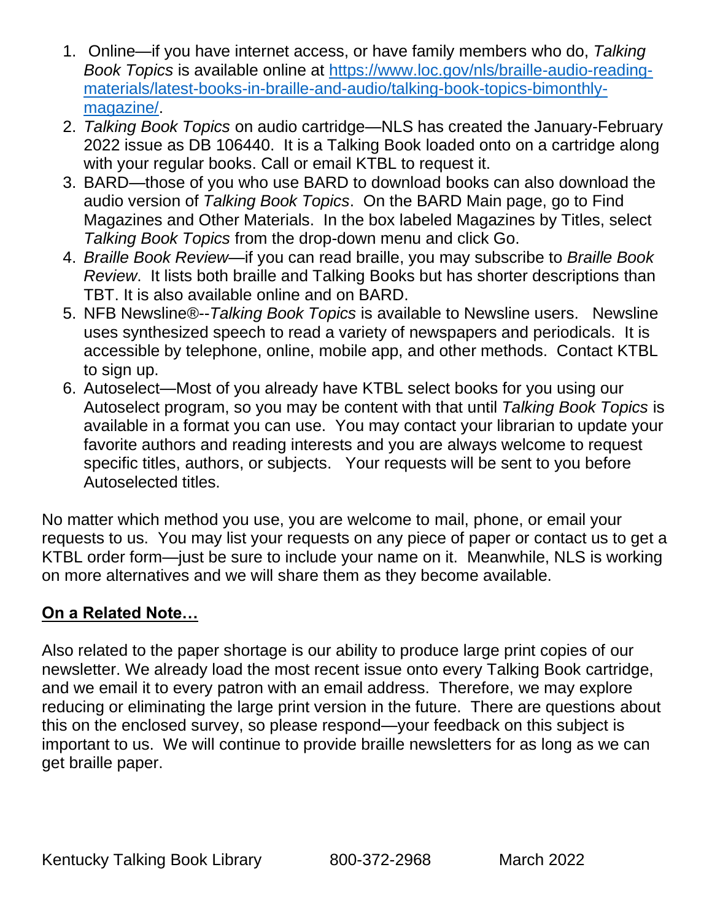1. Online—if you have internet access, or have family members who do, *Talking Book Topics* is available online at [https://www.loc.gov/nls/braille-audio-reading-materials/latest-books-in-braille-and-audio/talking-book-topics-bimonthly-magazine/](https://www.loc.gov/nls/braille-audio-reading-materials/latest-books-in-braille-and-audio/talking-book-topics-bimonthly-magazine/).
2. *Talking Book Topics* on audio cartridge—NLS has created the January-February 2022 issue as DB 106440. It is a Talking Book loaded onto on a cartridge along with your regular books. Call or email KTBL to request it.
3. BARD—those of you who use BARD to download books can also download the audio version of *Talking Book Topics*. On the BARD Main page, go to Find Magazines and Other Materials. In the box labeled Magazines by Titles, select *Talking Book Topics* from the drop-down menu and click Go.
4. *Braille Book Review*—if you can read braille, you may subscribe to *Braille Book Review*. It lists both braille and Talking Books but has shorter descriptions than TBT. It is also available online and on BARD.
5. NFB Newsline®--*Talking Book Topics* is available to Newsline users. Newsline uses synthesized speech to read a variety of newspapers and periodicals. It is accessible by telephone, online, mobile app, and other methods. Contact KTBL to sign up.
6. Autoselect—Most of you already have KTBL select books for you using our Autoselect program, so you may be content with that until *Talking Book Topics* is available in a format you can use. You may contact your librarian to update your favorite authors and reading interests and you are always welcome to request specific titles, authors, or subjects. Your requests will be sent to you before Autoselected titles.

No matter which method you use, you are welcome to mail, phone, or email your requests to us. You may list your requests on any piece of paper or contact us to get a KTBL order form—just be sure to include your name on it. Meanwhile, NLS is working on more alternatives and we will share them as they become available.

## **<u>On a Related Note…</u>**

Also related to the paper shortage is our ability to produce large print copies of our newsletter. We already load the most recent issue onto every Talking Book cartridge, and we email it to every patron with an email address. Therefore, we may explore reducing or eliminating the large print version in the future. There are questions about this on the enclosed survey, so please respond—your feedback on this subject is important to us. We will continue to provide braille newsletters for as long as we can get braille paper.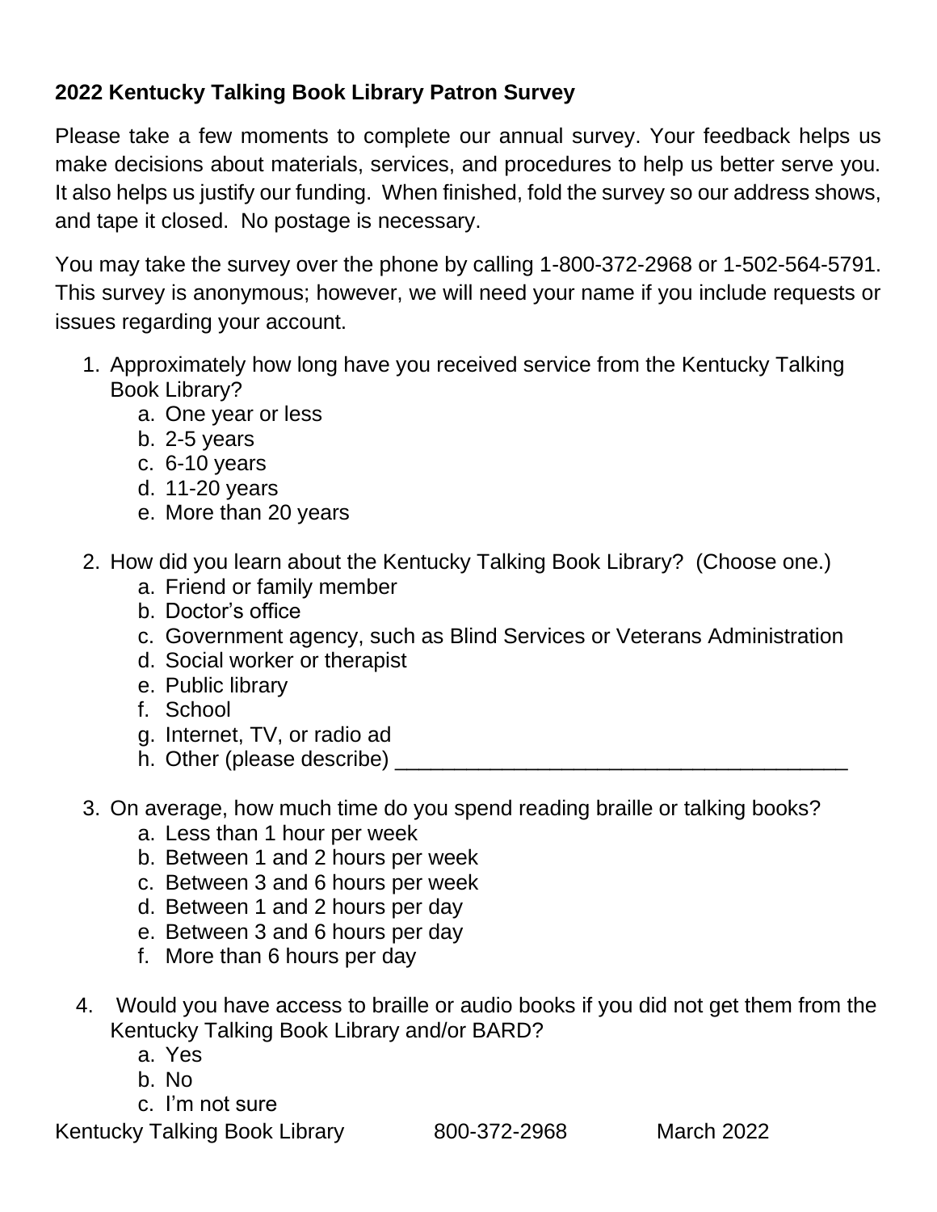**2022 Kentucky Talking Book Library Patron Survey**

Please take a few moments to complete our annual survey. Your feedback helps us make decisions about materials, services, and procedures to help us better serve you. It also helps us justify our funding. When finished, fold the survey so our address shows, and tape it closed. No postage is necessary.

You may take the survey over the phone by calling 1-800-372-2968 or 1-502-564-5791. This survey is anonymous; however, we will need your name if you include requests or issues regarding your account.

1. Approximately how long have you received service from the Kentucky Talking Book Library?
   a. One year or less
   b. 2-5 years
   c. 6-10 years
   d. 11-20 years
   e. More than 20 years

2. How did you learn about the Kentucky Talking Book Library? (Choose one.)
   a. Friend or family member
   b. Doctor's office
   c. Government agency, such as Blind Services or Veterans Administration
   d. Social worker or therapist
   e. Public library
   f. School
   g. Internet, TV, or radio ad
   h. Other (please describe) ________________________________________

3. On average, how much time do you spend reading braille or talking books?
   a. Less than 1 hour per week
   b. Between 1 and 2 hours per week
   c. Between 3 and 6 hours per week
   d. Between 1 and 2 hours per day
   e. Between 3 and 6 hours per day
   f. More than 6 hours per day

4. Would you have access to braille or audio books if you did not get them from the Kentucky Talking Book Library and/or BARD?
   a. Yes
   b. No
   c. I'm not sure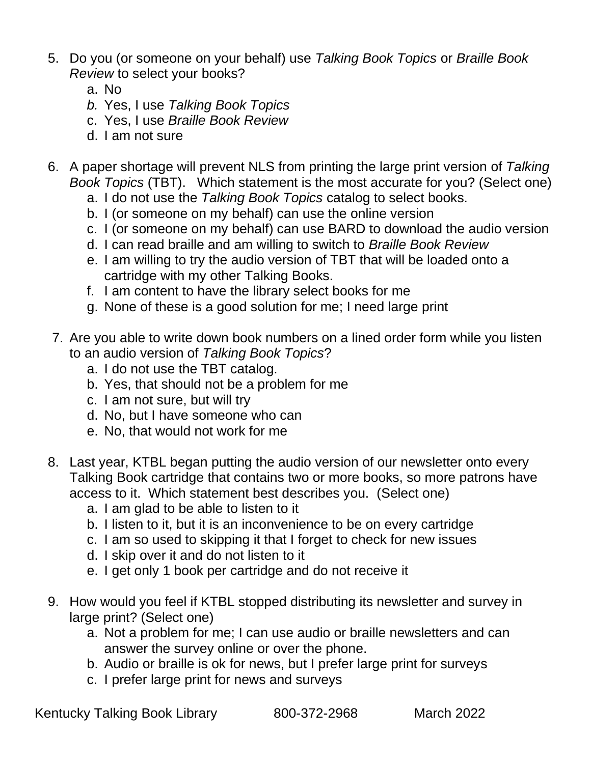5. Do you (or someone on your behalf) use *Talking Book Topics* or *Braille Book Review* to select your books?
    a. No
    b. Yes, I use *Talking Book Topics*
    c. Yes, I use *Braille Book Review*
    d. I am not sure

6. A paper shortage will prevent NLS from printing the large print version of *Talking Book Topics* (TBT). Which statement is the most accurate for you? (Select one)
    a. I do not use the *Talking Book Topics* catalog to select books.
    b. I (or someone on my behalf) can use the online version
    c. I (or someone on my behalf) can use BARD to download the audio version
    d. I can read braille and am willing to switch to *Braille Book Review*
    e. I am willing to try the audio version of TBT that will be loaded onto a cartridge with my other Talking Books.
    f. I am content to have the library select books for me
    g. None of these is a good solution for me; I need large print

7. Are you able to write down book numbers on a lined order form while you listen to an audio version of *Talking Book Topics*?
    a. I do not use the TBT catalog.
    b. Yes, that should not be a problem for me
    c. I am not sure, but will try
    d. No, but I have someone who can
    e. No, that would not work for me

8. Last year, KTBL began putting the audio version of our newsletter onto every Talking Book cartridge that contains two or more books, so more patrons have access to it. Which statement best describes you. (Select one)
    a. I am glad to be able to listen to it
    b. I listen to it, but it is an inconvenience to be on every cartridge
    c. I am so used to skipping it that I forget to check for new issues
    d. I skip over it and do not listen to it
    e. I get only 1 book per cartridge and do not receive it

9. How would you feel if KTBL stopped distributing its newsletter and survey in large print? (Select one)
    a. Not a problem for me; I can use audio or braille newsletters and can answer the survey online or over the phone.
    b. Audio or braille is ok for news, but I prefer large print for surveys
    c. I prefer large print for news and surveys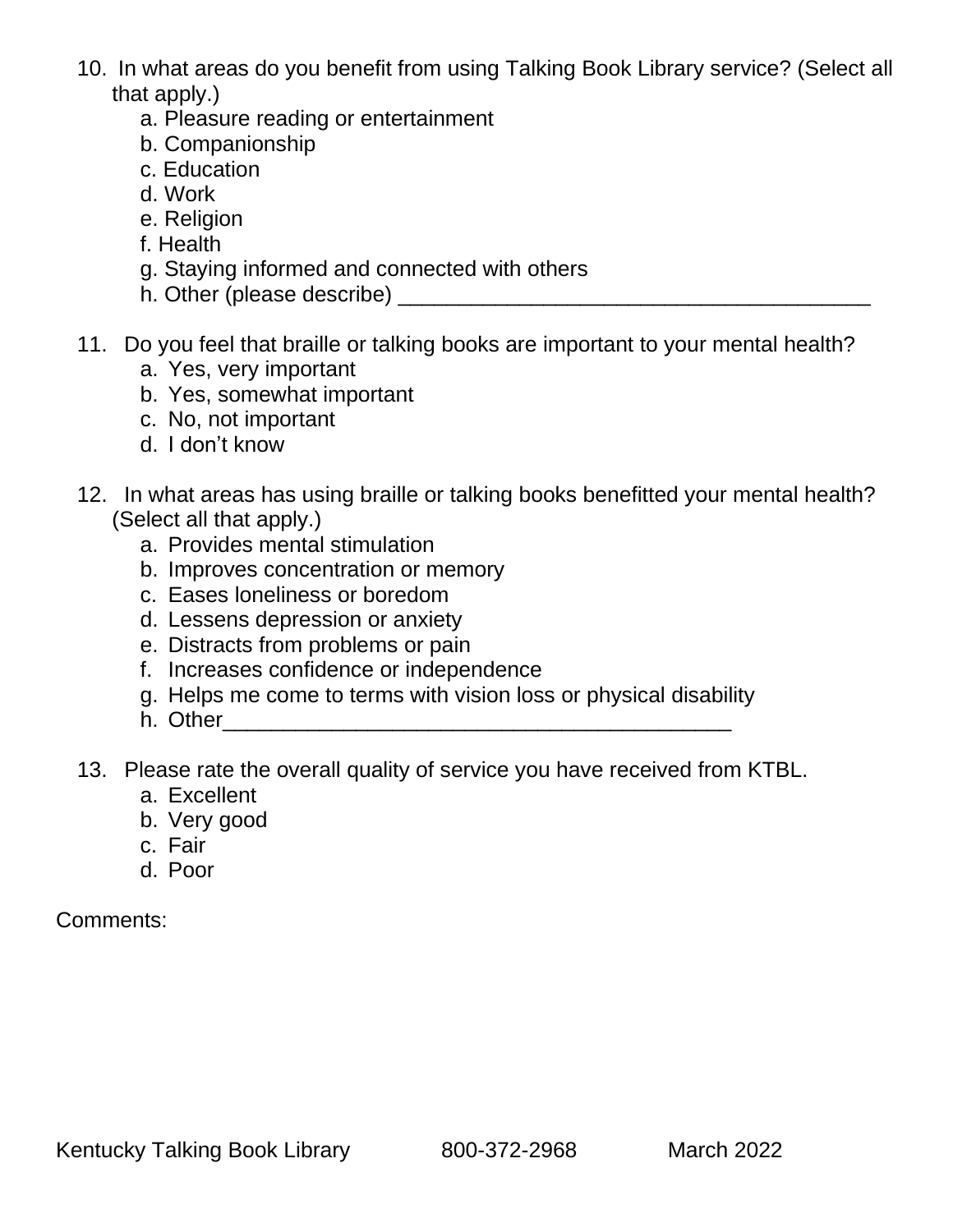10. In what areas do you benefit from using Talking Book Library service? (Select all that apply.)
    a. Pleasure reading or entertainment
    b. Companionship
    c. Education
    d. Work
    e. Religion
    f. Health
    g. Staying informed and connected with others
    h. Other (please describe) ________________________________________

11. Do you feel that braille or talking books are important to your mental health?
    a. Yes, very important
    b. Yes, somewhat important
    c. No, not important
    d. I don't know

12. In what areas has using braille or talking books benefitted your mental health? (Select all that apply.)
    a. Provides mental stimulation
    b. Improves concentration or memory
    c. Eases loneliness or boredom
    d. Lessens depression or anxiety
    e. Distracts from problems or pain
    f. Increases confidence or independence
    g. Helps me come to terms with vision loss or physical disability
    h. Other___________________________________________

13. Please rate the overall quality of service you have received from KTBL.
    a. Excellent
    b. Very good
    c. Fair
    d. Poor

Comments:

Kentucky Talking Book Library 800-372-2968 March 2022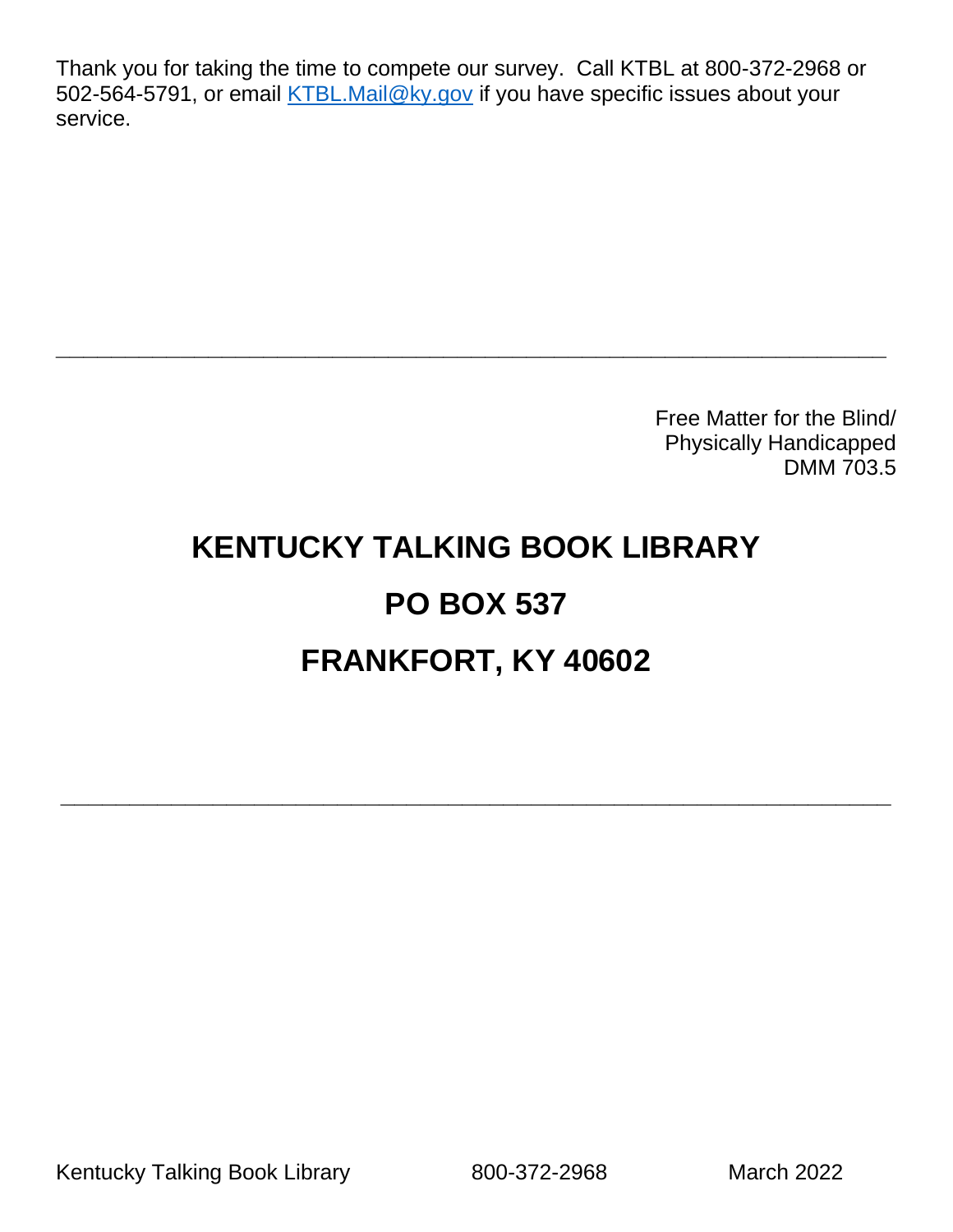Thank you for taking the time to compete our survey. Call KTBL at 800-372-2968 or 502-564-5791, or email [KTBL.Mail@ky.gov](mailto:KTBL.Mail@ky.gov) if you have specific issues about your service.

---

Free Matter for the Blind/
Physically Handicapped
DMM 703.5

**KENTUCKY TALKING BOOK LIBRARY**

**PO BOX 537**

**FRANKFORT, KY 40602**

---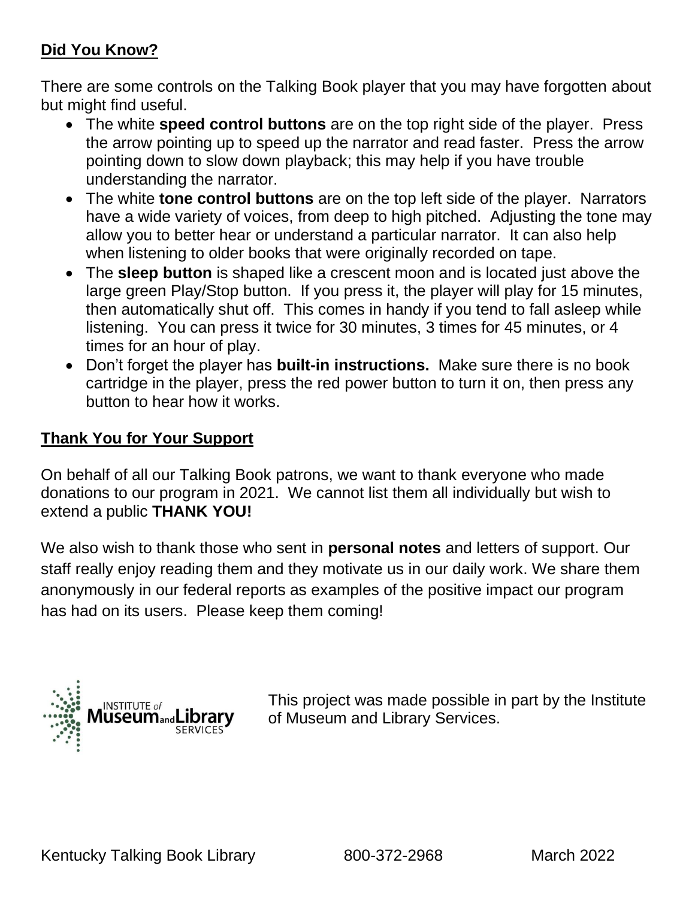## **Did You Know?**

There are some controls on the Talking Book player that you may have forgotten about but might find useful.

- The white **speed control buttons** are on the top right side of the player. Press the arrow pointing up to speed up the narrator and read faster. Press the arrow pointing down to slow down playback; this may help if you have trouble understanding the narrator.
- The white **tone control buttons** are on the top left side of the player. Narrators have a wide variety of voices, from deep to high pitched. Adjusting the tone may allow you to better hear or understand a particular narrator. It can also help when listening to older books that were originally recorded on tape.
- The **sleep button** is shaped like a crescent moon and is located just above the large green Play/Stop button. If you press it, the player will play for 15 minutes, then automatically shut off. This comes in handy if you tend to fall asleep while listening. You can press it twice for 30 minutes, 3 times for 45 minutes, or 4 times for an hour of play.
- Don't forget the player has **built-in instructions.** Make sure there is no book cartridge in the player, press the red power button to turn it on, then press any button to hear how it works.

## **Thank You for Your Support**

On behalf of all our Talking Book patrons, we want to thank everyone who made donations to our program in 2021. We cannot list them all individually but wish to extend a public **THANK YOU!**

We also wish to thank those who sent in **personal notes** and letters of support. Our staff really enjoy reading them and they motivate us in our daily work. We share them anonymously in our federal reports as examples of the positive impact our program has had on its users. Please keep them coming!

INSTITUTE of Museum and Library SERVICES

This project was made possible in part by the Institute of Museum and Library Services.

Kentucky Talking Book Library 800-372-2968 March 2022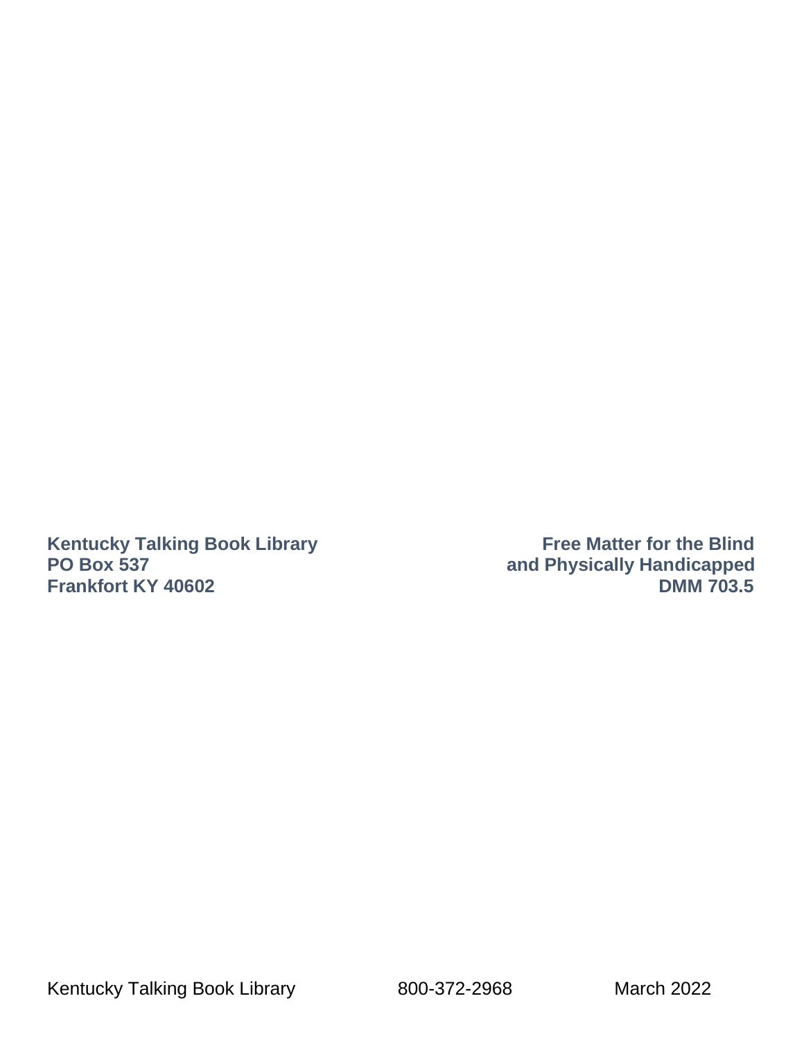**Kentucky Talking Book Library**
**PO Box 537**
**Frankfort KY 40602**

**Free Matter for the Blind**
**and Physically Handicapped**
**DMM 703.5**

Kentucky Talking Book Library 800-372-2968 March 2022